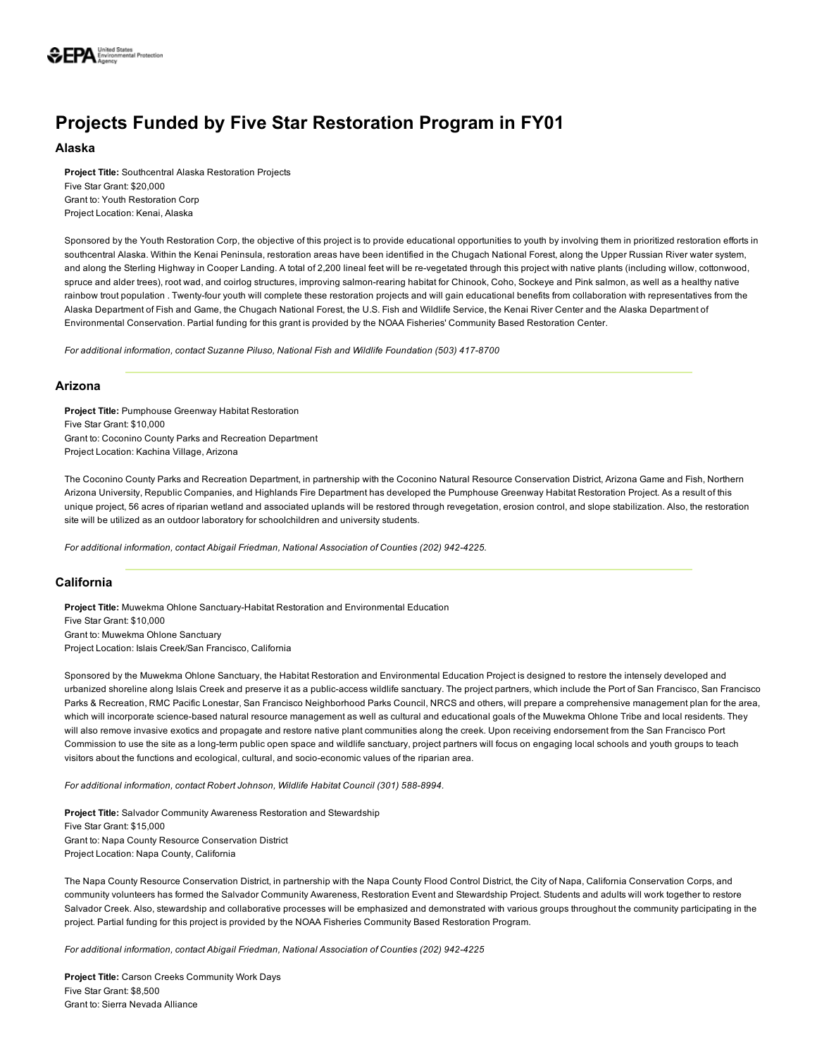# Projects Funded by Five Star Restoration Program in FY01

## Alaska

**Project Title:** Southcentral Alaska Restoration Projects
Five Star Grant: $20,000
Grant to: Youth Restoration Corp
Project Location: Kenai, Alaska

Sponsored by the Youth Restoration Corp, the objective of this project is to provide educational opportunities to youth by involving them in prioritized restoration efforts in southcentral Alaska. Within the Kenai Peninsula, restoration areas have been identified in the Chugach National Forest, along the Upper Russian River water system, and along the Sterling Highway in Cooper Landing. A total of 2,200 lineal feet will be re-vegetated through this project with native plants (including willow, cottonwood, spruce and alder trees), root wad, and coirlog structures, improving salmon-rearing habitat for Chinook, Coho, Sockeye and Pink salmon, as well as a healthy native rainbow trout population . Twenty-four youth will complete these restoration projects and will gain educational benefits from collaboration with representatives from the Alaska Department of Fish and Game, the Chugach National Forest, the U.S. Fish and Wildlife Service, the Kenai River Center and the Alaska Department of Environmental Conservation. Partial funding for this grant is provided by the NOAA Fisheries' Community Based Restoration Center.

*For additional information, contact Suzanne Piluso, National Fish and Wildlife Foundation (503) 417-8700*

---

## Arizona

**Project Title:** Pumphouse Greenway Habitat Restoration
Five Star Grant: $10,000
Grant to: Coconino County Parks and Recreation Department
Project Location: Kachina Village, Arizona

The Coconino County Parks and Recreation Department, in partnership with the Coconino Natural Resource Conservation District, Arizona Game and Fish, Northern Arizona University, Republic Companies, and Highlands Fire Department has developed the Pumphouse Greenway Habitat Restoration Project. As a result of this unique project, 56 acres of riparian wetland and associated uplands will be restored through revegetation, erosion control, and slope stabilization. Also, the restoration site will be utilized as an outdoor laboratory for schoolchildren and university students.

*For additional information, contact Abigail Friedman, National Association of Counties (202) 942-4225.*

---

## California

**Project Title:** Muwekma Ohlone Sanctuary-Habitat Restoration and Environmental Education
Five Star Grant: $10,000
Grant to: Muwekma Ohlone Sanctuary
Project Location: Islais Creek/San Francisco, California

Sponsored by the Muwekma Ohlone Sanctuary, the Habitat Restoration and Environmental Education Project is designed to restore the intensely developed and urbanized shoreline along Islais Creek and preserve it as a public-access wildlife sanctuary. The project partners, which include the Port of San Francisco, San Francisco Parks & Recreation, RMC Pacific Lonestar, San Francisco Neighborhood Parks Council, NRCS and others, will prepare a comprehensive management plan for the area, which will incorporate science-based natural resource management as well as cultural and educational goals of the Muwekma Ohlone Tribe and local residents. They will also remove invasive exotics and propagate and restore native plant communities along the creek. Upon receiving endorsement from the San Francisco Port Commission to use the site as a long-term public open space and wildlife sanctuary, project partners will focus on engaging local schools and youth groups to teach visitors about the functions and ecological, cultural, and socio-economic values of the riparian area.

*For additional information, contact Robert Johnson, Wildlife Habitat Council (301) 588-8994.*

**Project Title:** Salvador Community Awareness Restoration and Stewardship
Five Star Grant: $15,000
Grant to: Napa County Resource Conservation District
Project Location: Napa County, California

The Napa County Resource Conservation District, in partnership with the Napa County Flood Control District, the City of Napa, California Conservation Corps, and community volunteers has formed the Salvador Community Awareness, Restoration Event and Stewardship Project. Students and adults will work together to restore Salvador Creek. Also, stewardship and collaborative processes will be emphasized and demonstrated with various groups throughout the community participating in the project. Partial funding for this project is provided by the NOAA Fisheries Community Based Restoration Program.

*For additional information, contact Abigail Friedman, National Association of Counties (202) 942-4225*

**Project Title:** Carson Creeks Community Work Days
Five Star Grant: $8,500
Grant to: Sierra Nevada Alliance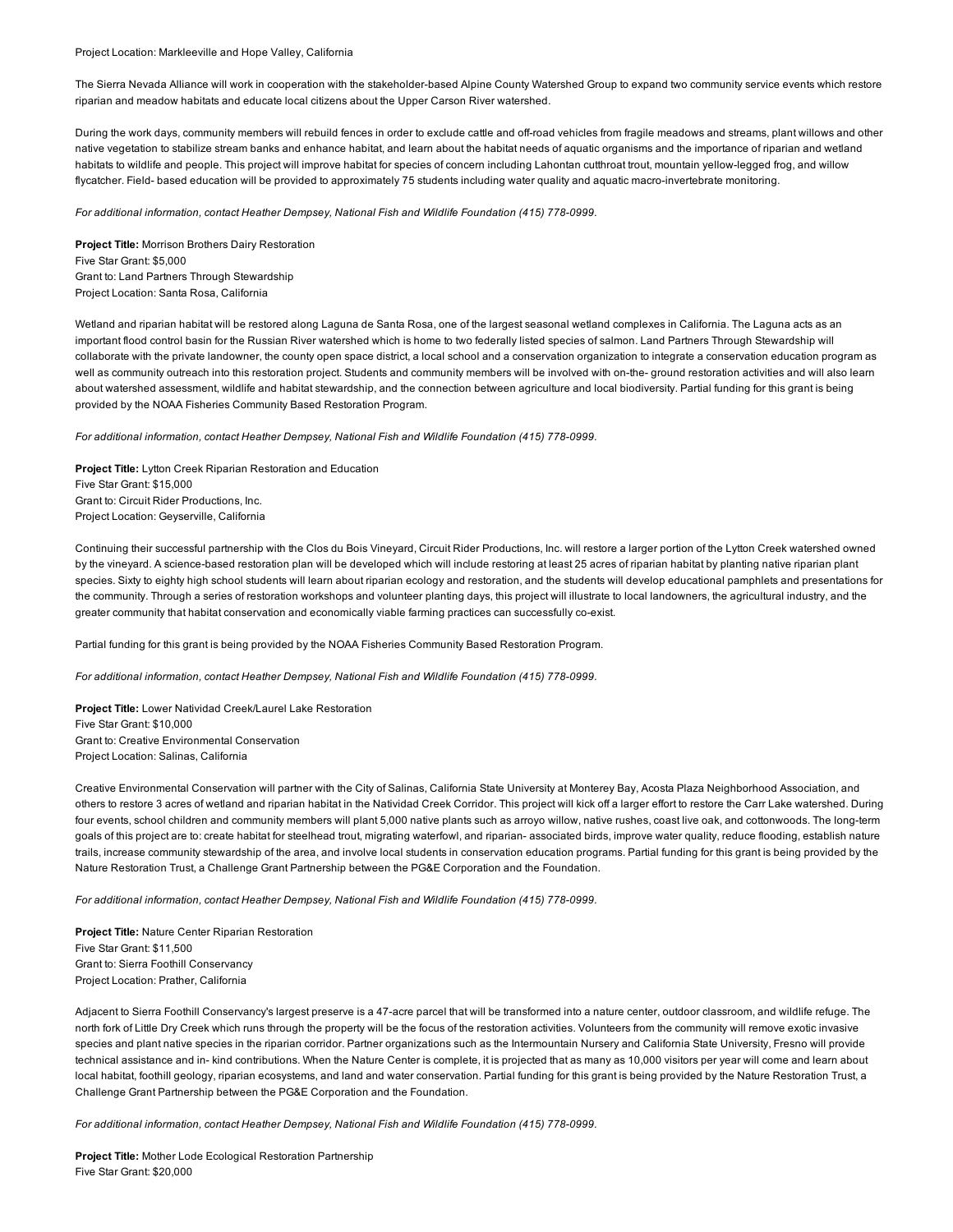Project Location: Markleeville and Hope Valley, California

The Sierra Nevada Alliance will work in cooperation with the stakeholder-based Alpine County Watershed Group to expand two community service events which restore riparian and meadow habitats and educate local citizens about the Upper Carson River watershed.

During the work days, community members will rebuild fences in order to exclude cattle and off-road vehicles from fragile meadows and streams, plant willows and other native vegetation to stabilize stream banks and enhance habitat, and learn about the habitat needs of aquatic organisms and the importance of riparian and wetland habitats to wildlife and people. This project will improve habitat for species of concern including Lahontan cutthroat trout, mountain yellow-legged frog, and willow flycatcher. Field- based education will be provided to approximately 75 students including water quality and aquatic macro-invertebrate monitoring.

*For additional information, contact Heather Dempsey, National Fish and Wildlife Foundation (415) 778-0999.*

**Project Title:** Morrison Brothers Dairy Restoration
Five Star Grant: $5,000
Grant to: Land Partners Through Stewardship
Project Location: Santa Rosa, California

Wetland and riparian habitat will be restored along Laguna de Santa Rosa, one of the largest seasonal wetland complexes in California. The Laguna acts as an important flood control basin for the Russian River watershed which is home to two federally listed species of salmon. Land Partners Through Stewardship will collaborate with the private landowner, the county open space district, a local school and a conservation organization to integrate a conservation education program as well as community outreach into this restoration project. Students and community members will be involved with on-the- ground restoration activities and will also learn about watershed assessment, wildlife and habitat stewardship, and the connection between agriculture and local biodiversity. Partial funding for this grant is being provided by the NOAA Fisheries Community Based Restoration Program.

*For additional information, contact Heather Dempsey, National Fish and Wildlife Foundation (415) 778-0999.*

**Project Title:** Lytton Creek Riparian Restoration and Education
Five Star Grant: $15,000
Grant to: Circuit Rider Productions, Inc.
Project Location: Geyserville, California

Continuing their successful partnership with the Clos du Bois Vineyard, Circuit Rider Productions, Inc. will restore a larger portion of the Lytton Creek watershed owned by the vineyard. A science-based restoration plan will be developed which will include restoring at least 25 acres of riparian habitat by planting native riparian plant species. Sixty to eighty high school students will learn about riparian ecology and restoration, and the students will develop educational pamphlets and presentations for the community. Through a series of restoration workshops and volunteer planting days, this project will illustrate to local landowners, the agricultural industry, and the greater community that habitat conservation and economically viable farming practices can successfully co-exist.

Partial funding for this grant is being provided by the NOAA Fisheries Community Based Restoration Program.

*For additional information, contact Heather Dempsey, National Fish and Wildlife Foundation (415) 778-0999.*

**Project Title:** Lower Natividad Creek/Laurel Lake Restoration
Five Star Grant: $10,000
Grant to: Creative Environmental Conservation
Project Location: Salinas, California

Creative Environmental Conservation will partner with the City of Salinas, California State University at Monterey Bay, Acosta Plaza Neighborhood Association, and others to restore 3 acres of wetland and riparian habitat in the Natividad Creek Corridor. This project will kick off a larger effort to restore the Carr Lake watershed. During four events, school children and community members will plant 5,000 native plants such as arroyo willow, native rushes, coast live oak, and cottonwoods. The long-term goals of this project are to: create habitat for steelhead trout, migrating waterfowl, and riparian- associated birds, improve water quality, reduce flooding, establish nature trails, increase community stewardship of the area, and involve local students in conservation education programs. Partial funding for this grant is being provided by the Nature Restoration Trust, a Challenge Grant Partnership between the PG&E Corporation and the Foundation.

*For additional information, contact Heather Dempsey, National Fish and Wildlife Foundation (415) 778-0999.*

**Project Title:** Nature Center Riparian Restoration
Five Star Grant: $11,500
Grant to: Sierra Foothill Conservancy
Project Location: Prather, California

Adjacent to Sierra Foothill Conservancy's largest preserve is a 47-acre parcel that will be transformed into a nature center, outdoor classroom, and wildlife refuge. The north fork of Little Dry Creek which runs through the property will be the focus of the restoration activities. Volunteers from the community will remove exotic invasive species and plant native species in the riparian corridor. Partner organizations such as the Intermountain Nursery and California State University, Fresno will provide technical assistance and in- kind contributions. When the Nature Center is complete, it is projected that as many as 10,000 visitors per year will come and learn about local habitat, foothill geology, riparian ecosystems, and land and water conservation. Partial funding for this grant is being provided by the Nature Restoration Trust, a Challenge Grant Partnership between the PG&E Corporation and the Foundation.

*For additional information, contact Heather Dempsey, National Fish and Wildlife Foundation (415) 778-0999.*

**Project Title:** Mother Lode Ecological Restoration Partnership
Five Star Grant: $20,000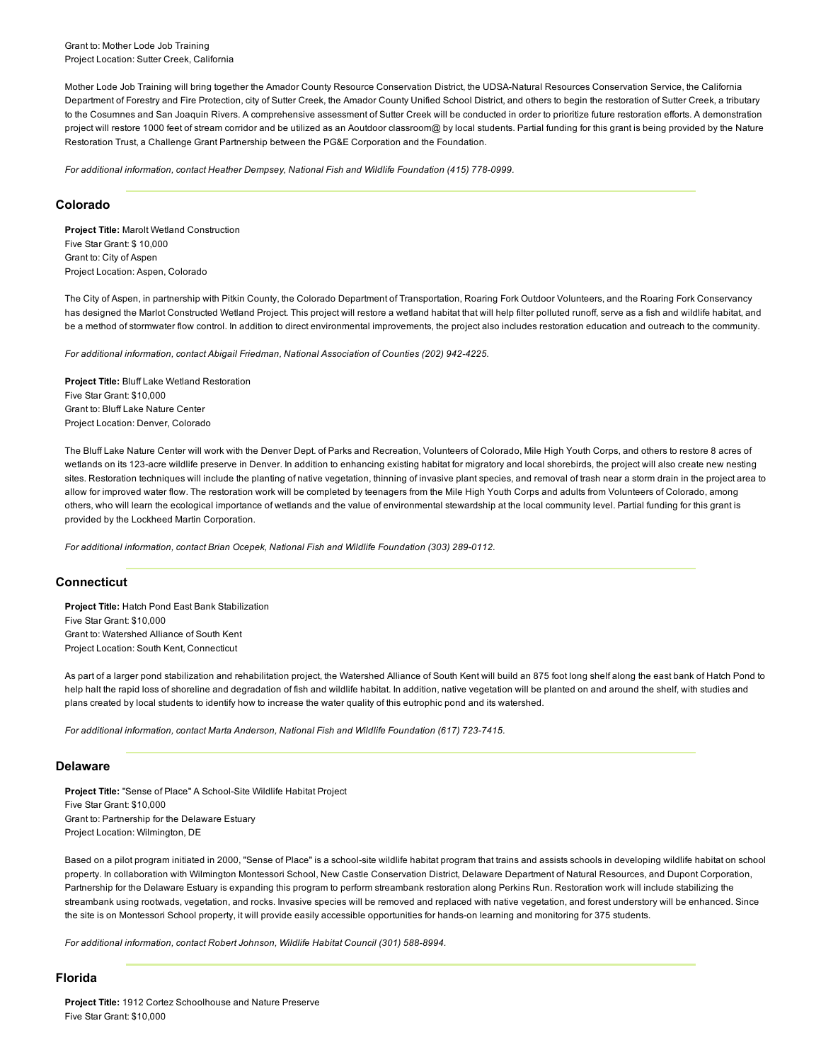Grant to: Mother Lode Job Training
Project Location: Sutter Creek, California

Mother Lode Job Training will bring together the Amador County Resource Conservation District, the UDSA-Natural Resources Conservation Service, the California Department of Forestry and Fire Protection, city of Sutter Creek, the Amador County Unified School District, and others to begin the restoration of Sutter Creek, a tributary to the Cosumnes and San Joaquin Rivers. A comprehensive assessment of Sutter Creek will be conducted in order to prioritize future restoration efforts. A demonstration project will restore 1000 feet of stream corridor and be utilized as an Aoutdoor classroom@ by local students. Partial funding for this grant is being provided by the Nature Restoration Trust, a Challenge Grant Partnership between the PG&E Corporation and the Foundation.

*For additional information, contact Heather Dempsey, National Fish and Wildlife Foundation (415) 778-0999.*

---

## Colorado

**Project Title:** Marolt Wetland Construction
Five Star Grant: $ 10,000
Grant to: City of Aspen
Project Location: Aspen, Colorado

The City of Aspen, in partnership with Pitkin County, the Colorado Department of Transportation, Roaring Fork Outdoor Volunteers, and the Roaring Fork Conservancy has designed the Marlot Constructed Wetland Project. This project will restore a wetland habitat that will help filter polluted runoff, serve as a fish and wildlife habitat, and be a method of stormwater flow control. In addition to direct environmental improvements, the project also includes restoration education and outreach to the community.

*For additional information, contact Abigail Friedman, National Association of Counties (202) 942-4225.*

**Project Title:** Bluff Lake Wetland Restoration
Five Star Grant: $10,000
Grant to: Bluff Lake Nature Center
Project Location: Denver, Colorado

The Bluff Lake Nature Center will work with the Denver Dept. of Parks and Recreation, Volunteers of Colorado, Mile High Youth Corps, and others to restore 8 acres of wetlands on its 123-acre wildlife preserve in Denver. In addition to enhancing existing habitat for migratory and local shorebirds, the project will also create new nesting sites. Restoration techniques will include the planting of native vegetation, thinning of invasive plant species, and removal of trash near a storm drain in the project area to allow for improved water flow. The restoration work will be completed by teenagers from the Mile High Youth Corps and adults from Volunteers of Colorado, among others, who will learn the ecological importance of wetlands and the value of environmental stewardship at the local community level. Partial funding for this grant is provided by the Lockheed Martin Corporation.

*For additional information, contact Brian Ocepek, National Fish and Wildlife Foundation (303) 289-0112.*

---

## Connecticut

**Project Title:** Hatch Pond East Bank Stabilization
Five Star Grant: $10,000
Grant to: Watershed Alliance of South Kent
Project Location: South Kent, Connecticut

As part of a larger pond stabilization and rehabilitation project, the Watershed Alliance of South Kent will build an 875 foot long shelf along the east bank of Hatch Pond to help halt the rapid loss of shoreline and degradation of fish and wildlife habitat. In addition, native vegetation will be planted on and around the shelf, with studies and plans created by local students to identify how to increase the water quality of this eutrophic pond and its watershed.

*For additional information, contact Marta Anderson, National Fish and Wildlife Foundation (617) 723-7415.*

---

## Delaware

**Project Title:** "Sense of Place" A School-Site Wildlife Habitat Project
Five Star Grant: $10,000
Grant to: Partnership for the Delaware Estuary
Project Location: Wilmington, DE

Based on a pilot program initiated in 2000, "Sense of Place" is a school-site wildlife habitat program that trains and assists schools in developing wildlife habitat on school property. In collaboration with Wilmington Montessori School, New Castle Conservation District, Delaware Department of Natural Resources, and Dupont Corporation, Partnership for the Delaware Estuary is expanding this program to perform streambank restoration along Perkins Run. Restoration work will include stabilizing the streambank using rootwads, vegetation, and rocks. Invasive species will be removed and replaced with native vegetation, and forest understory will be enhanced. Since the site is on Montessori School property, it will provide easily accessible opportunities for hands-on learning and monitoring for 375 students.

*For additional information, contact Robert Johnson, Wildlife Habitat Council (301) 588-8994.*

---

## Florida

**Project Title:** 1912 Cortez Schoolhouse and Nature Preserve
Five Star Grant: $10,000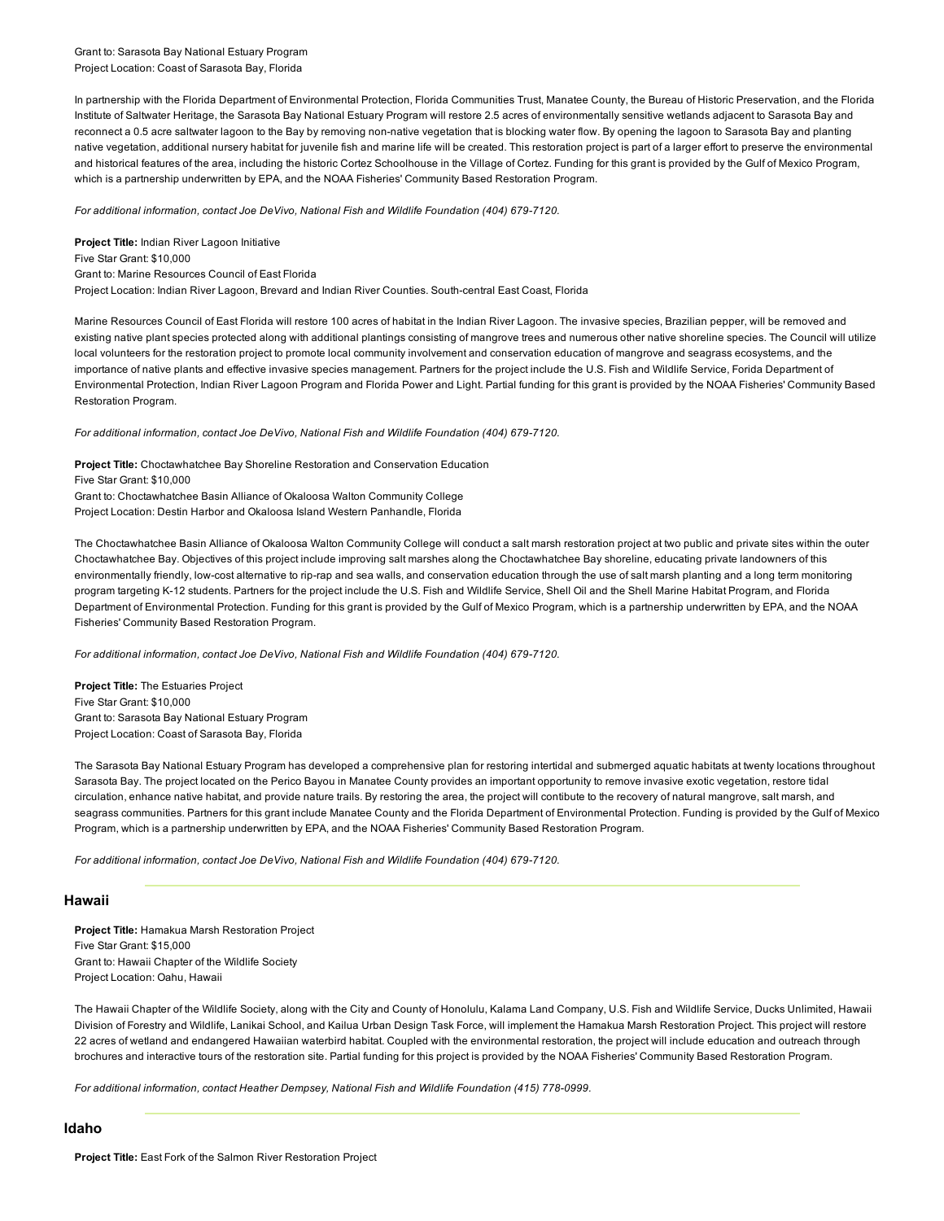Grant to: Sarasota Bay National Estuary Program
Project Location: Coast of Sarasota Bay, Florida

In partnership with the Florida Department of Environmental Protection, Florida Communities Trust, Manatee County, the Bureau of Historic Preservation, and the Florida Institute of Saltwater Heritage, the Sarasota Bay National Estuary Program will restore 2.5 acres of environmentally sensitive wetlands adjacent to Sarasota Bay and reconnect a 0.5 acre saltwater lagoon to the Bay by removing non-native vegetation that is blocking water flow. By opening the lagoon to Sarasota Bay and planting native vegetation, additional nursery habitat for juvenile fish and marine life will be created. This restoration project is part of a larger effort to preserve the environmental and historical features of the area, including the historic Cortez Schoolhouse in the Village of Cortez. Funding for this grant is provided by the Gulf of Mexico Program, which is a partnership underwritten by EPA, and the NOAA Fisheries' Community Based Restoration Program.

*For additional information, contact Joe DeVivo, National Fish and Wildlife Foundation (404) 679-7120.*

**Project Title:** Indian River Lagoon Initiative
Five Star Grant: $10,000
Grant to: Marine Resources Council of East Florida
Project Location: Indian River Lagoon, Brevard and Indian River Counties. South-central East Coast, Florida

Marine Resources Council of East Florida will restore 100 acres of habitat in the Indian River Lagoon. The invasive species, Brazilian pepper, will be removed and existing native plant species protected along with additional plantings consisting of mangrove trees and numerous other native shoreline species. The Council will utilize local volunteers for the restoration project to promote local community involvement and conservation education of mangrove and seagrass ecosystems, and the importance of native plants and effective invasive species management. Partners for the project include the U.S. Fish and Wildlife Service, Forida Department of Environmental Protection, Indian River Lagoon Program and Florida Power and Light. Partial funding for this grant is provided by the NOAA Fisheries' Community Based Restoration Program.

*For additional information, contact Joe DeVivo, National Fish and Wildlife Foundation (404) 679-7120.*

**Project Title:** Choctawhatchee Bay Shoreline Restoration and Conservation Education
Five Star Grant: $10,000
Grant to: Choctawhatchee Basin Alliance of Okaloosa Walton Community College
Project Location: Destin Harbor and Okaloosa Island Western Panhandle, Florida

The Choctawhatchee Basin Alliance of Okaloosa Walton Community College will conduct a salt marsh restoration project at two public and private sites within the outer Choctawhatchee Bay. Objectives of this project include improving salt marshes along the Choctawhatchee Bay shoreline, educating private landowners of this environmentally friendly, low-cost alternative to rip-rap and sea walls, and conservation education through the use of salt marsh planting and a long term monitoring program targeting K-12 students. Partners for the project include the U.S. Fish and Wildlife Service, Shell Oil and the Shell Marine Habitat Program, and Florida Department of Environmental Protection. Funding for this grant is provided by the Gulf of Mexico Program, which is a partnership underwritten by EPA, and the NOAA Fisheries' Community Based Restoration Program.

*For additional information, contact Joe DeVivo, National Fish and Wildlife Foundation (404) 679-7120.*

**Project Title:** The Estuaries Project
Five Star Grant: $10,000
Grant to: Sarasota Bay National Estuary Program
Project Location: Coast of Sarasota Bay, Florida

The Sarasota Bay National Estuary Program has developed a comprehensive plan for restoring intertidal and submerged aquatic habitats at twenty locations throughout Sarasota Bay. The project located on the Perico Bayou in Manatee County provides an important opportunity to remove invasive exotic vegetation, restore tidal circulation, enhance native habitat, and provide nature trails. By restoring the area, the project will contibute to the recovery of natural mangrove, salt marsh, and seagrass communities. Partners for this grant include Manatee County and the Florida Department of Environmental Protection. Funding is provided by the Gulf of Mexico Program, which is a partnership underwritten by EPA, and the NOAA Fisheries' Community Based Restoration Program.

*For additional information, contact Joe DeVivo, National Fish and Wildlife Foundation (404) 679-7120.*

## Hawaii

**Project Title:** Hamakua Marsh Restoration Project
Five Star Grant: $15,000
Grant to: Hawaii Chapter of the Wildlife Society
Project Location: Oahu, Hawaii

The Hawaii Chapter of the Wildlife Society, along with the City and County of Honolulu, Kalama Land Company, U.S. Fish and Wildlife Service, Ducks Unlimited, Hawaii Division of Forestry and Wildlife, Lanikai School, and Kailua Urban Design Task Force, will implement the Hamakua Marsh Restoration Project. This project will restore 22 acres of wetland and endangered Hawaiian waterbird habitat. Coupled with the environmental restoration, the project will include education and outreach through brochures and interactive tours of the restoration site. Partial funding for this project is provided by the NOAA Fisheries' Community Based Restoration Program.

*For additional information, contact Heather Dempsey, National Fish and Wildlife Foundation (415) 778-0999.*

## Idaho

**Project Title:** East Fork of the Salmon River Restoration Project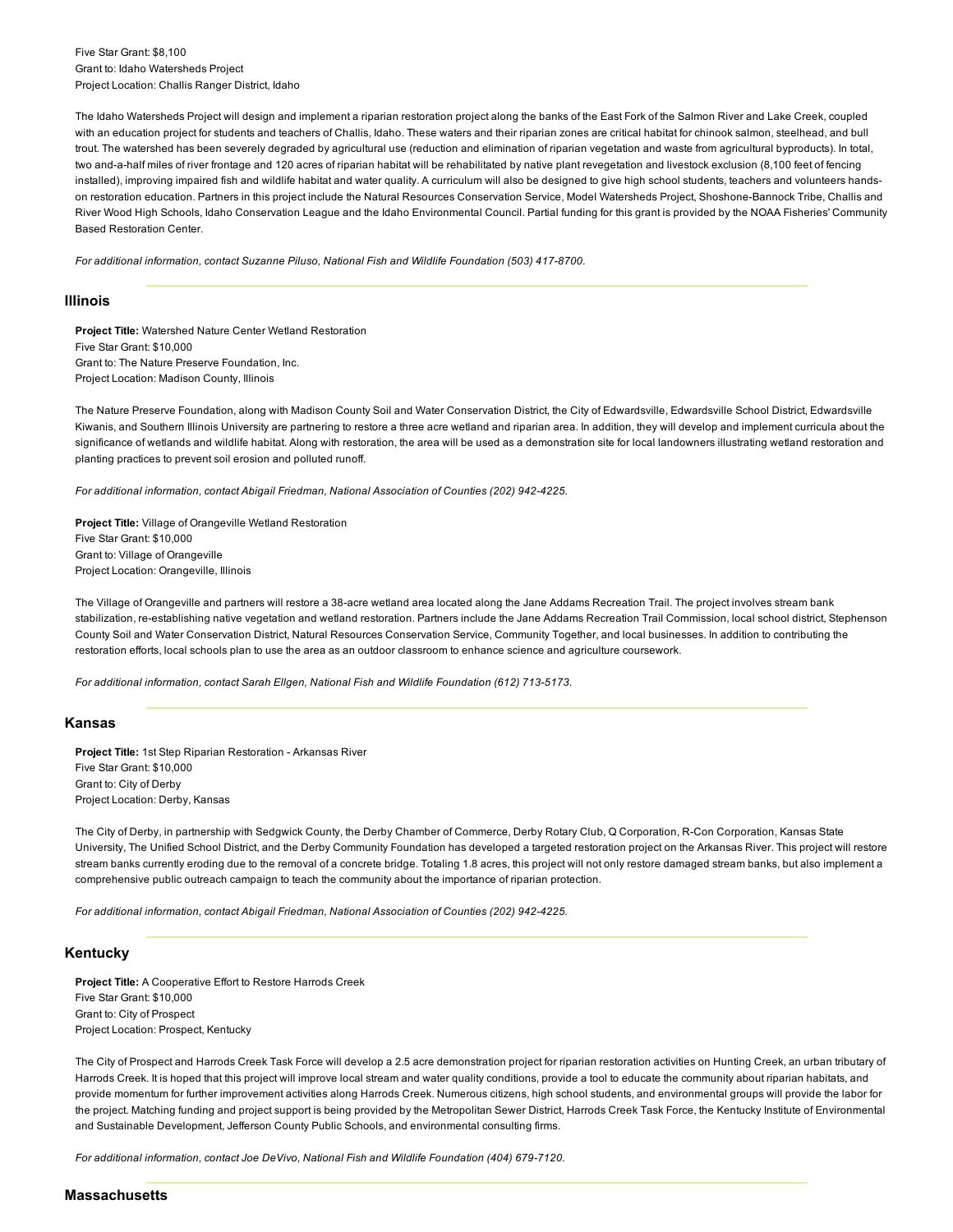Five Star Grant: $8,100
Grant to: Idaho Watersheds Project
Project Location: Challis Ranger District, Idaho

The Idaho Watersheds Project will design and implement a riparian restoration project along the banks of the East Fork of the Salmon River and Lake Creek, coupled with an education project for students and teachers of Challis, Idaho. These waters and their riparian zones are critical habitat for chinook salmon, steelhead, and bull trout. The watershed has been severely degraded by agricultural use (reduction and elimination of riparian vegetation and waste from agricultural byproducts). In total, two and-a-half miles of river frontage and 120 acres of riparian habitat will be rehabilitated by native plant revegetation and livestock exclusion (8,100 feet of fencing installed), improving impaired fish and wildlife habitat and water quality. A curriculum will also be designed to give high school students, teachers and volunteers hands-on restoration education. Partners in this project include the Natural Resources Conservation Service, Model Watersheds Project, Shoshone-Bannock Tribe, Challis and River Wood High Schools, Idaho Conservation League and the Idaho Environmental Council. Partial funding for this grant is provided by the NOAA Fisheries' Community Based Restoration Center.

*For additional information, contact Suzanne Piluso, National Fish and Wildlife Foundation (503) 417-8700.*

---

## Illinois

**Project Title:** Watershed Nature Center Wetland Restoration
Five Star Grant: $10,000
Grant to: The Nature Preserve Foundation, Inc.
Project Location: Madison County, Illinois

The Nature Preserve Foundation, along with Madison County Soil and Water Conservation District, the City of Edwardsville, Edwardsville School District, Edwardsville Kiwanis, and Southern Illinois University are partnering to restore a three acre wetland and riparian area. In addition, they will develop and implement curricula about the significance of wetlands and wildlife habitat. Along with restoration, the area will be used as a demonstration site for local landowners illustrating wetland restoration and planting practices to prevent soil erosion and polluted runoff.

*For additional information, contact Abigail Friedman, National Association of Counties (202) 942-4225.*

**Project Title:** Village of Orangeville Wetland Restoration
Five Star Grant: $10,000
Grant to: Village of Orangeville
Project Location: Orangeville, Illinois

The Village of Orangeville and partners will restore a 38-acre wetland area located along the Jane Addams Recreation Trail. The project involves stream bank stabilization, re-establishing native vegetation and wetland restoration. Partners include the Jane Addams Recreation Trail Commission, local school district, Stephenson County Soil and Water Conservation District, Natural Resources Conservation Service, Community Together, and local businesses. In addition to contributing the restoration efforts, local schools plan to use the area as an outdoor classroom to enhance science and agriculture coursework.

*For additional information, contact Sarah Ellgen, National Fish and Wildlife Foundation (612) 713-5173.*

---

## Kansas

**Project Title:** 1st Step Riparian Restoration - Arkansas River
Five Star Grant: $10,000
Grant to: City of Derby
Project Location: Derby, Kansas

The City of Derby, in partnership with Sedgwick County, the Derby Chamber of Commerce, Derby Rotary Club, Q Corporation, R-Con Corporation, Kansas State University, The Unified School District, and the Derby Community Foundation has developed a targeted restoration project on the Arkansas River. This project will restore stream banks currently eroding due to the removal of a concrete bridge. Totaling 1.8 acres, this project will not only restore damaged stream banks, but also implement a comprehensive public outreach campaign to teach the community about the importance of riparian protection.

*For additional information, contact Abigail Friedman, National Association of Counties (202) 942-4225.*

---

## Kentucky

**Project Title:** A Cooperative Effort to Restore Harrods Creek
Five Star Grant: $10,000
Grant to: City of Prospect
Project Location: Prospect, Kentucky

The City of Prospect and Harrods Creek Task Force will develop a 2.5 acre demonstration project for riparian restoration activities on Hunting Creek, an urban tributary of Harrods Creek. It is hoped that this project will improve local stream and water quality conditions, provide a tool to educate the community about riparian habitats, and provide momentum for further improvement activities along Harrods Creek. Numerous citizens, high school students, and environmental groups will provide the labor for the project. Matching funding and project support is being provided by the Metropolitan Sewer District, Harrods Creek Task Force, the Kentucky Institute of Environmental and Sustainable Development, Jefferson County Public Schools, and environmental consulting firms.

*For additional information, contact Joe DeVivo, National Fish and Wildlife Foundation (404) 679-7120.*

---

## Massachusetts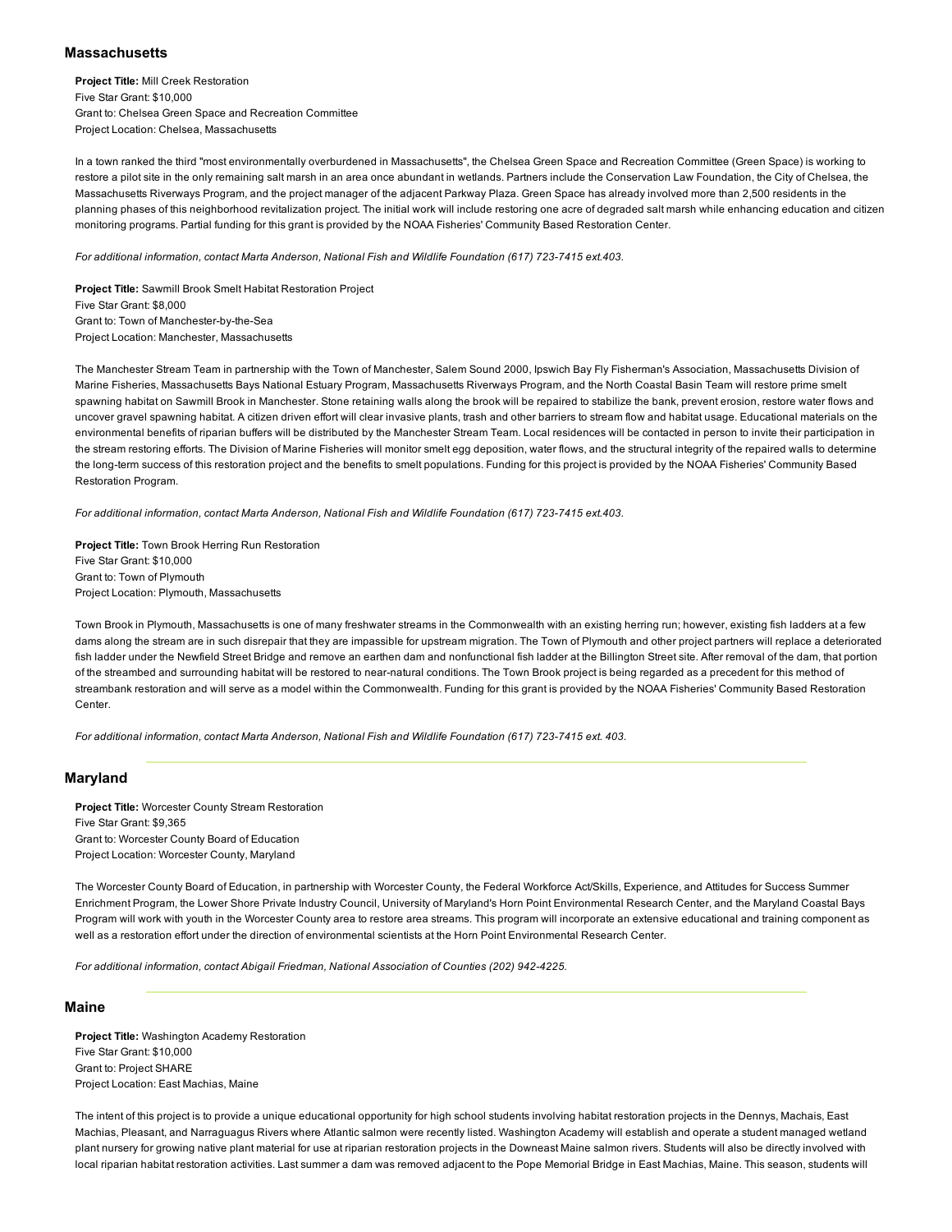## Massachusetts

**Project Title:** Mill Creek Restoration
Five Star Grant: $10,000
Grant to: Chelsea Green Space and Recreation Committee
Project Location: Chelsea, Massachusetts

In a town ranked the third "most environmentally overburdened in Massachusetts", the Chelsea Green Space and Recreation Committee (Green Space) is working to restore a pilot site in the only remaining salt marsh in an area once abundant in wetlands. Partners include the Conservation Law Foundation, the City of Chelsea, the Massachusetts Riverways Program, and the project manager of the adjacent Parkway Plaza. Green Space has already involved more than 2,500 residents in the planning phases of this neighborhood revitalization project. The initial work will include restoring one acre of degraded salt marsh while enhancing education and citizen monitoring programs. Partial funding for this grant is provided by the NOAA Fisheries' Community Based Restoration Center.

*For additional information, contact Marta Anderson, National Fish and Wildlife Foundation (617) 723-7415 ext.403.*

**Project Title:** Sawmill Brook Smelt Habitat Restoration Project
Five Star Grant: $8,000
Grant to: Town of Manchester-by-the-Sea
Project Location: Manchester, Massachusetts

The Manchester Stream Team in partnership with the Town of Manchester, Salem Sound 2000, Ipswich Bay Fly Fisherman's Association, Massachusetts Division of Marine Fisheries, Massachusetts Bays National Estuary Program, Massachusetts Riverways Program, and the North Coastal Basin Team will restore prime smelt spawning habitat on Sawmill Brook in Manchester. Stone retaining walls along the brook will be repaired to stabilize the bank, prevent erosion, restore water flows and uncover gravel spawning habitat. A citizen driven effort will clear invasive plants, trash and other barriers to stream flow and habitat usage. Educational materials on the environmental benefits of riparian buffers will be distributed by the Manchester Stream Team. Local residences will be contacted in person to invite their participation in the stream restoring efforts. The Division of Marine Fisheries will monitor smelt egg deposition, water flows, and the structural integrity of the repaired walls to determine the long-term success of this restoration project and the benefits to smelt populations. Funding for this project is provided by the NOAA Fisheries' Community Based Restoration Program.

*For additional information, contact Marta Anderson, National Fish and Wildlife Foundation (617) 723-7415 ext.403.*

**Project Title:** Town Brook Herring Run Restoration
Five Star Grant: $10,000
Grant to: Town of Plymouth
Project Location: Plymouth, Massachusetts

Town Brook in Plymouth, Massachusetts is one of many freshwater streams in the Commonwealth with an existing herring run; however, existing fish ladders at a few dams along the stream are in such disrepair that they are impassible for upstream migration. The Town of Plymouth and other project partners will replace a deteriorated fish ladder under the Newfield Street Bridge and remove an earthen dam and nonfunctional fish ladder at the Billington Street site. After removal of the dam, that portion of the streambed and surrounding habitat will be restored to near-natural conditions. The Town Brook project is being regarded as a precedent for this method of streambank restoration and will serve as a model within the Commonwealth. Funding for this grant is provided by the NOAA Fisheries' Community Based Restoration Center.

*For additional information, contact Marta Anderson, National Fish and Wildlife Foundation (617) 723-7415 ext. 403.*

## Maryland

**Project Title:** Worcester County Stream Restoration
Five Star Grant: $9,365
Grant to: Worcester County Board of Education
Project Location: Worcester County, Maryland

The Worcester County Board of Education, in partnership with Worcester County, the Federal Workforce Act/Skills, Experience, and Attitudes for Success Summer Enrichment Program, the Lower Shore Private Industry Council, University of Maryland's Horn Point Environmental Research Center, and the Maryland Coastal Bays Program will work with youth in the Worcester County area to restore area streams. This program will incorporate an extensive educational and training component as well as a restoration effort under the direction of environmental scientists at the Horn Point Environmental Research Center.

*For additional information, contact Abigail Friedman, National Association of Counties (202) 942-4225.*

## Maine

**Project Title:** Washington Academy Restoration
Five Star Grant: $10,000
Grant to: Project SHARE
Project Location: East Machias, Maine

The intent of this project is to provide a unique educational opportunity for high school students involving habitat restoration projects in the Dennys, Machais, East Machias, Pleasant, and Narraguagus Rivers where Atlantic salmon were recently listed. Washington Academy will establish and operate a student managed wetland plant nursery for growing native plant material for use at riparian restoration projects in the Downeast Maine salmon rivers. Students will also be directly involved with local riparian habitat restoration activities. Last summer a dam was removed adjacent to the Pope Memorial Bridge in East Machias, Maine. This season, students will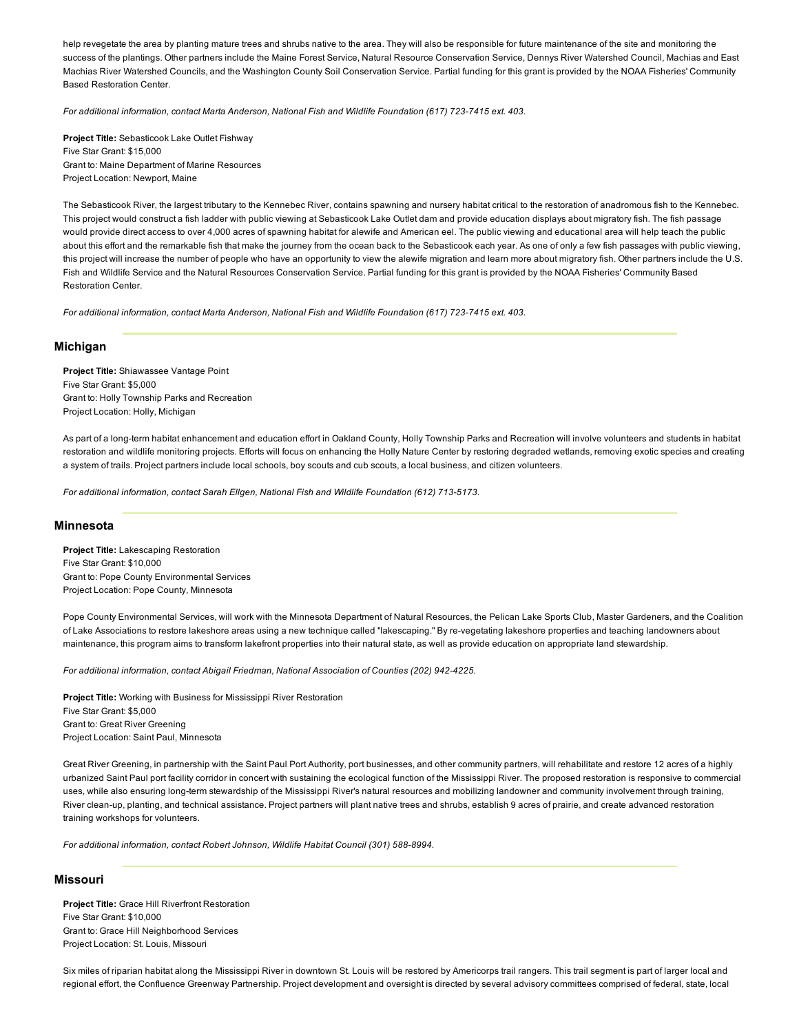help revegetate the area by planting mature trees and shrubs native to the area. They will also be responsible for future maintenance of the site and monitoring the success of the plantings. Other partners include the Maine Forest Service, Natural Resource Conservation Service, Dennys River Watershed Council, Machias and East Machias River Watershed Councils, and the Washington County Soil Conservation Service. Partial funding for this grant is provided by the NOAA Fisheries' Community Based Restoration Center.

*For additional information, contact Marta Anderson, National Fish and Wildlife Foundation (617) 723-7415 ext. 403.*

**Project Title:** Sebasticook Lake Outlet Fishway
Five Star Grant: $15,000
Grant to: Maine Department of Marine Resources
Project Location: Newport, Maine

The Sebasticook River, the largest tributary to the Kennebec River, contains spawning and nursery habitat critical to the restoration of anadromous fish to the Kennebec. This project would construct a fish ladder with public viewing at Sebasticook Lake Outlet dam and provide education displays about migratory fish. The fish passage would provide direct access to over 4,000 acres of spawning habitat for alewife and American eel. The public viewing and educational area will help teach the public about this effort and the remarkable fish that make the journey from the ocean back to the Sebasticook each year. As one of only a few fish passages with public viewing, this project will increase the number of people who have an opportunity to view the alewife migration and learn more about migratory fish. Other partners include the U.S. Fish and Wildlife Service and the Natural Resources Conservation Service. Partial funding for this grant is provided by the NOAA Fisheries' Community Based Restoration Center.

*For additional information, contact Marta Anderson, National Fish and Wildlife Foundation (617) 723-7415 ext. 403.*

## Michigan

**Project Title:** Shiawassee Vantage Point
Five Star Grant: $5,000
Grant to: Holly Township Parks and Recreation
Project Location: Holly, Michigan

As part of a long-term habitat enhancement and education effort in Oakland County, Holly Township Parks and Recreation will involve volunteers and students in habitat restoration and wildlife monitoring projects. Efforts will focus on enhancing the Holly Nature Center by restoring degraded wetlands, removing exotic species and creating a system of trails. Project partners include local schools, boy scouts and cub scouts, a local business, and citizen volunteers.

*For additional information, contact Sarah Ellgen, National Fish and Wildlife Foundation (612) 713-5173.*

## Minnesota

**Project Title:** Lakescaping Restoration
Five Star Grant: $10,000
Grant to: Pope County Environmental Services
Project Location: Pope County, Minnesota

Pope County Environmental Services, will work with the Minnesota Department of Natural Resources, the Pelican Lake Sports Club, Master Gardeners, and the Coalition of Lake Associations to restore lakeshore areas using a new technique called "lakescaping." By re-vegetating lakeshore properties and teaching landowners about maintenance, this program aims to transform lakefront properties into their natural state, as well as provide education on appropriate land stewardship.

*For additional information, contact Abigail Friedman, National Association of Counties (202) 942-4225.*

**Project Title:** Working with Business for Mississippi River Restoration
Five Star Grant: $5,000
Grant to: Great River Greening
Project Location: Saint Paul, Minnesota

Great River Greening, in partnership with the Saint Paul Port Authority, port businesses, and other community partners, will rehabilitate and restore 12 acres of a highly urbanized Saint Paul port facility corridor in concert with sustaining the ecological function of the Mississippi River. The proposed restoration is responsive to commercial uses, while also ensuring long-term stewardship of the Mississippi River's natural resources and mobilizing landowner and community involvement through training, River clean-up, planting, and technical assistance. Project partners will plant native trees and shrubs, establish 9 acres of prairie, and create advanced restoration training workshops for volunteers.

*For additional information, contact Robert Johnson, Wildlife Habitat Council (301) 588-8994.*

## Missouri

**Project Title:** Grace Hill Riverfront Restoration
Five Star Grant: $10,000
Grant to: Grace Hill Neighborhood Services
Project Location: St. Louis, Missouri

Six miles of riparian habitat along the Mississippi River in downtown St. Louis will be restored by Americorps trail rangers. This trail segment is part of larger local and regional effort, the Confluence Greenway Partnership. Project development and oversight is directed by several advisory committees comprised of federal, state, local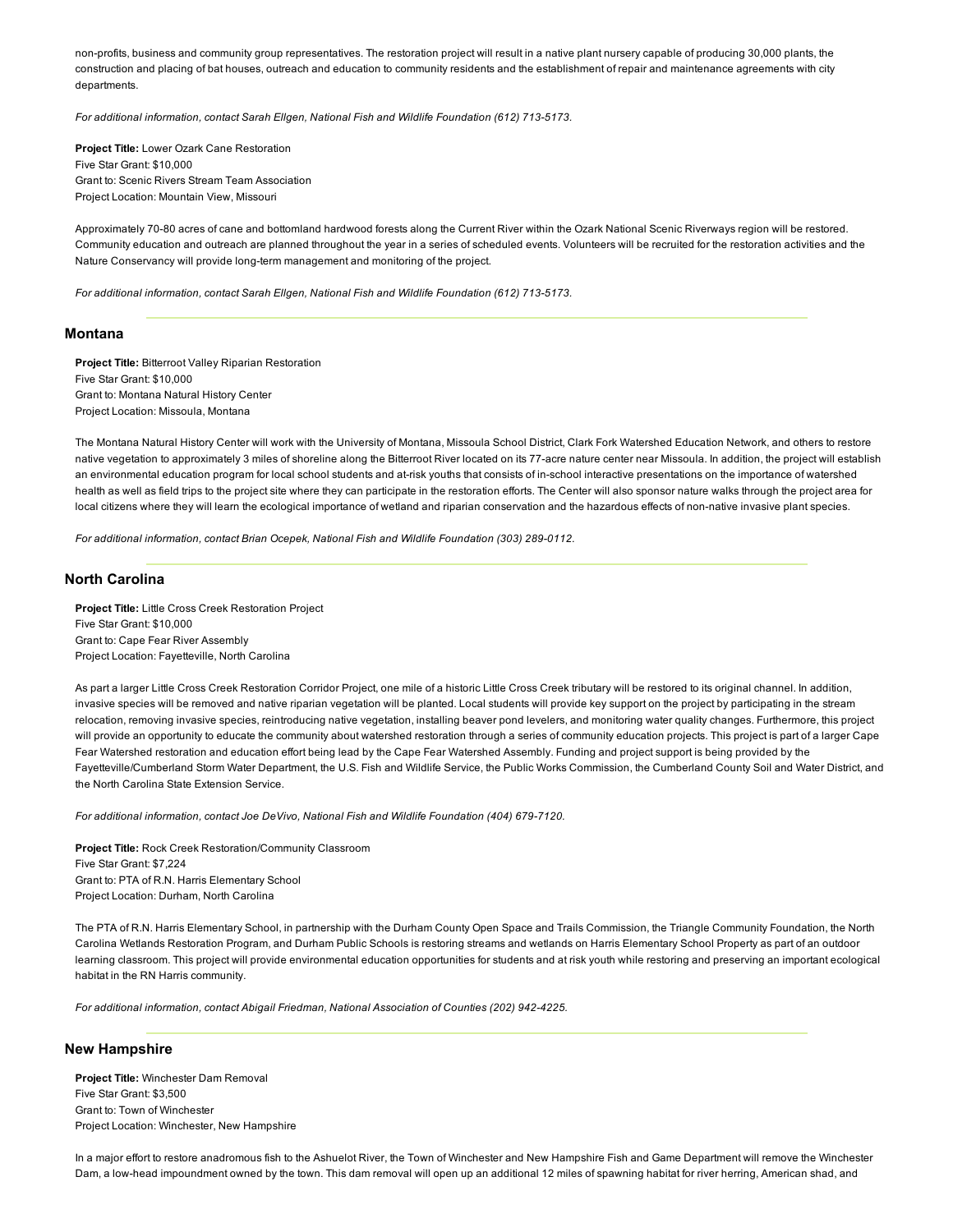non-profits, business and community group representatives. The restoration project will result in a native plant nursery capable of producing 30,000 plants, the construction and placing of bat houses, outreach and education to community residents and the establishment of repair and maintenance agreements with city departments.

*For additional information, contact Sarah Ellgen, National Fish and Wildlife Foundation (612) 713-5173.*

**Project Title:** Lower Ozark Cane Restoration
Five Star Grant: $10,000
Grant to: Scenic Rivers Stream Team Association
Project Location: Mountain View, Missouri

Approximately 70-80 acres of cane and bottomland hardwood forests along the Current River within the Ozark National Scenic Riverways region will be restored. Community education and outreach are planned throughout the year in a series of scheduled events. Volunteers will be recruited for the restoration activities and the Nature Conservancy will provide long-term management and monitoring of the project.

*For additional information, contact Sarah Ellgen, National Fish and Wildlife Foundation (612) 713-5173.*

---

## Montana

**Project Title:** Bitterroot Valley Riparian Restoration
Five Star Grant: $10,000
Grant to: Montana Natural History Center
Project Location: Missoula, Montana

The Montana Natural History Center will work with the University of Montana, Missoula School District, Clark Fork Watershed Education Network, and others to restore native vegetation to approximately 3 miles of shoreline along the Bitterroot River located on its 77-acre nature center near Missoula. In addition, the project will establish an environmental education program for local school students and at-risk youths that consists of in-school interactive presentations on the importance of watershed health as well as field trips to the project site where they can participate in the restoration efforts. The Center will also sponsor nature walks through the project area for local citizens where they will learn the ecological importance of wetland and riparian conservation and the hazardous effects of non-native invasive plant species.

*For additional information, contact Brian Ocepek, National Fish and Wildlife Foundation (303) 289-0112.*

---

## North Carolina

**Project Title:** Little Cross Creek Restoration Project
Five Star Grant: $10,000
Grant to: Cape Fear River Assembly
Project Location: Fayetteville, North Carolina

As part a larger Little Cross Creek Restoration Corridor Project, one mile of a historic Little Cross Creek tributary will be restored to its original channel. In addition, invasive species will be removed and native riparian vegetation will be planted. Local students will provide key support on the project by participating in the stream relocation, removing invasive species, reintroducing native vegetation, installing beaver pond levelers, and monitoring water quality changes. Furthermore, this project will provide an opportunity to educate the community about watershed restoration through a series of community education projects. This project is part of a larger Cape Fear Watershed restoration and education effort being lead by the Cape Fear Watershed Assembly. Funding and project support is being provided by the Fayetteville/Cumberland Storm Water Department, the U.S. Fish and Wildlife Service, the Public Works Commission, the Cumberland County Soil and Water District, and the North Carolina State Extension Service.

*For additional information, contact Joe DeVivo, National Fish and Wildlife Foundation (404) 679-7120.*

**Project Title:** Rock Creek Restoration/Community Classroom
Five Star Grant: $7,224
Grant to: PTA of R.N. Harris Elementary School
Project Location: Durham, North Carolina

The PTA of R.N. Harris Elementary School, in partnership with the Durham County Open Space and Trails Commission, the Triangle Community Foundation, the North Carolina Wetlands Restoration Program, and Durham Public Schools is restoring streams and wetlands on Harris Elementary School Property as part of an outdoor learning classroom. This project will provide environmental education opportunities for students and at risk youth while restoring and preserving an important ecological habitat in the RN Harris community.

*For additional information, contact Abigail Friedman, National Association of Counties (202) 942-4225.*

---

## New Hampshire

**Project Title:** Winchester Dam Removal
Five Star Grant: $3,500
Grant to: Town of Winchester
Project Location: Winchester, New Hampshire

In a major effort to restore anadromous fish to the Ashuelot River, the Town of Winchester and New Hampshire Fish and Game Department will remove the Winchester Dam, a low-head impoundment owned by the town. This dam removal will open up an additional 12 miles of spawning habitat for river herring, American shad, and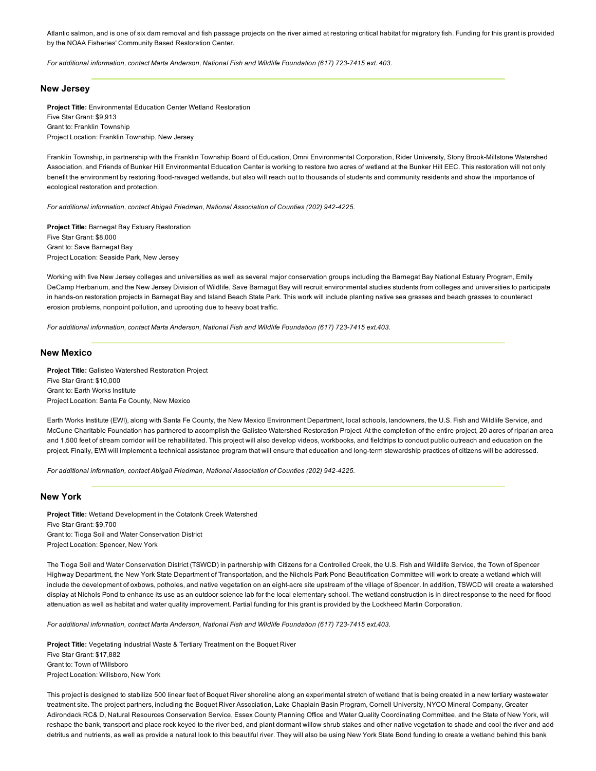Atlantic salmon, and is one of six dam removal and fish passage projects on the river aimed at restoring critical habitat for migratory fish. Funding for this grant is provided by the NOAA Fisheries' Community Based Restoration Center.

*For additional information, contact Marta Anderson, National Fish and Wildlife Foundation (617) 723-7415 ext. 403.*

## New Jersey

**Project Title:** Environmental Education Center Wetland Restoration
Five Star Grant: $9,913
Grant to: Franklin Township
Project Location: Franklin Township, New Jersey

Franklin Township, in partnership with the Franklin Township Board of Education, Omni Environmental Corporation, Rider University, Stony Brook-Millstone Watershed Association, and Friends of Bunker Hill Environmental Education Center is working to restore two acres of wetland at the Bunker Hill EEC. This restoration will not only benefit the environment by restoring flood-ravaged wetlands, but also will reach out to thousands of students and community residents and show the importance of ecological restoration and protection.

*For additional information, contact Abigail Friedman, National Association of Counties (202) 942-4225.*

**Project Title:** Barnegat Bay Estuary Restoration
Five Star Grant: $8,000
Grant to: Save Barnegat Bay
Project Location: Seaside Park, New Jersey

Working with five New Jersey colleges and universities as well as several major conservation groups including the Barnegat Bay National Estuary Program, Emily DeCamp Herbarium, and the New Jersey Division of Wildlife, Save Barnagut Bay will recruit environmental studies students from colleges and universities to participate in hands-on restoration projects in Barnegat Bay and Island Beach State Park. This work will include planting native sea grasses and beach grasses to counteract erosion problems, nonpoint pollution, and uprooting due to heavy boat traffic.

*For additional information, contact Marta Anderson, National Fish and Wildlife Foundation (617) 723-7415 ext.403.*

## New Mexico

**Project Title:** Galisteo Watershed Restoration Project
Five Star Grant: $10,000
Grant to: Earth Works Institute
Project Location: Santa Fe County, New Mexico

Earth Works Institute (EWI), along with Santa Fe County, the New Mexico Environment Department, local schools, landowners, the U.S. Fish and Wildlife Service, and McCune Charitable Foundation has partnered to accomplish the Galisteo Watershed Restoration Project. At the completion of the entire project, 20 acres of riparian area and 1,500 feet of stream corridor will be rehabilitated. This project will also develop videos, workbooks, and fieldtrips to conduct public outreach and education on the project. Finally, EWI will implement a technical assistance program that will ensure that education and long-term stewardship practices of citizens will be addressed.

*For additional information, contact Abigail Friedman, National Association of Counties (202) 942-4225.*

## New York

**Project Title:** Wetland Development in the Cotatonk Creek Watershed
Five Star Grant: $9,700
Grant to: Tioga Soil and Water Conservation District
Project Location: Spencer, New York

The Tioga Soil and Water Conservation District (TSWCD) in partnership with Citizens for a Controlled Creek, the U.S. Fish and Wildlife Service, the Town of Spencer Highway Department, the New York State Department of Transportation, and the Nichols Park Pond Beautification Committee will work to create a wetland which will include the development of oxbows, potholes, and native vegetation on an eight-acre site upstream of the village of Spencer. In addition, TSWCD will create a watershed display at Nichols Pond to enhance its use as an outdoor science lab for the local elementary school. The wetland construction is in direct response to the need for flood attenuation as well as habitat and water quality improvement. Partial funding for this grant is provided by the Lockheed Martin Corporation.

*For additional information, contact Marta Anderson, National Fish and Wildlife Foundation (617) 723-7415 ext.403.*

**Project Title:** Vegetating Industrial Waste & Tertiary Treatment on the Boquet River
Five Star Grant: $17,882
Grant to: Town of Willsboro
Project Location: Willsboro, New York

This project is designed to stabilize 500 linear feet of Boquet River shoreline along an experimental stretch of wetland that is being created in a new tertiary wastewater treatment site. The project partners, including the Boquet River Association, Lake Chaplain Basin Program, Cornell University, NYCO Mineral Company, Greater Adirondack RC& D, Natural Resources Conservation Service, Essex County Planning Office and Water Quality Coordinating Committee, and the State of New York, will reshape the bank, transport and place rock keyed to the river bed, and plant dormant willow shrub stakes and other native vegetation to shade and cool the river and add detritus and nutrients, as well as provide a natural look to this beautiful river. They will also be using New York State Bond funding to create a wetland behind this bank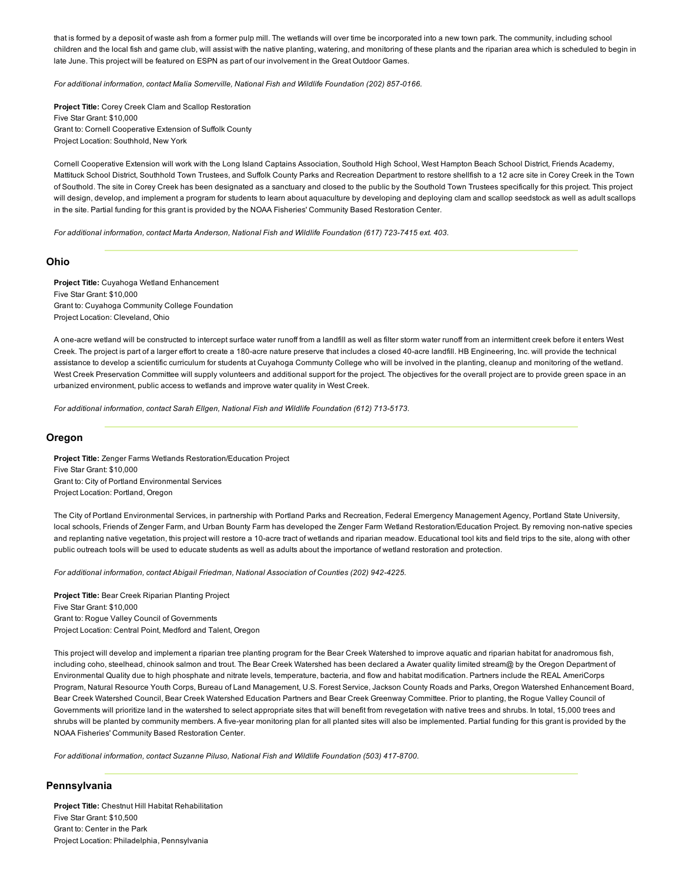that is formed by a deposit of waste ash from a former pulp mill. The wetlands will over time be incorporated into a new town park. The community, including school children and the local fish and game club, will assist with the native planting, watering, and monitoring of these plants and the riparian area which is scheduled to begin in late June. This project will be featured on ESPN as part of our involvement in the Great Outdoor Games.

*For additional information, contact Malia Somerville, National Fish and Wildlife Foundation (202) 857-0166.*

**Project Title:** Corey Creek Clam and Scallop Restoration
Five Star Grant: $10,000
Grant to: Cornell Cooperative Extension of Suffolk County
Project Location: Southhold, New York

Cornell Cooperative Extension will work with the Long Island Captains Association, Southold High School, West Hampton Beach School District, Friends Academy, Mattituck School District, Southhold Town Trustees, and Suffolk County Parks and Recreation Department to restore shellfish to a 12 acre site in Corey Creek in the Town of Southold. The site in Corey Creek has been designated as a sanctuary and closed to the public by the Southold Town Trustees specifically for this project. This project will design, develop, and implement a program for students to learn about aquaculture by developing and deploying clam and scallop seedstock as well as adult scallops in the site. Partial funding for this grant is provided by the NOAA Fisheries' Community Based Restoration Center.

*For additional information, contact Marta Anderson, National Fish and Wildlife Foundation (617) 723-7415 ext. 403.*

## Ohio

**Project Title:** Cuyahoga Wetland Enhancement
Five Star Grant: $10,000
Grant to: Cuyahoga Community College Foundation
Project Location: Cleveland, Ohio

A one-acre wetland will be constructed to intercept surface water runoff from a landfill as well as filter storm water runoff from an intermittent creek before it enters West Creek. The project is part of a larger effort to create a 180-acre nature preserve that includes a closed 40-acre landfill. HB Engineering, Inc. will provide the technical assistance to develop a scientific curriculum for students at Cuyahoga Community College who will be involved in the planting, cleanup and monitoring of the wetland. West Creek Preservation Committee will supply volunteers and additional support for the project. The objectives for the overall project are to provide green space in an urbanized environment, public access to wetlands and improve water quality in West Creek.

*For additional information, contact Sarah Ellgen, National Fish and Wildlife Foundation (612) 713-5173.*

## Oregon

**Project Title:** Zenger Farms Wetlands Restoration/Education Project
Five Star Grant: $10,000
Grant to: City of Portland Environmental Services
Project Location: Portland, Oregon

The City of Portland Environmental Services, in partnership with Portland Parks and Recreation, Federal Emergency Management Agency, Portland State University, local schools, Friends of Zenger Farm, and Urban Bounty Farm has developed the Zenger Farm Wetland Restoration/Education Project. By removing non-native species and replanting native vegetation, this project will restore a 10-acre tract of wetlands and riparian meadow. Educational tool kits and field trips to the site, along with other public outreach tools will be used to educate students as well as adults about the importance of wetland restoration and protection.

*For additional information, contact Abigail Friedman, National Association of Counties (202) 942-4225.*

**Project Title:** Bear Creek Riparian Planting Project
Five Star Grant: $10,000
Grant to: Rogue Valley Council of Governments
Project Location: Central Point, Medford and Talent, Oregon

This project will develop and implement a riparian tree planting program for the Bear Creek Watershed to improve aquatic and riparian habitat for anadromous fish, including coho, steelhead, chinook salmon and trout. The Bear Creek Watershed has been declared a Awater quality limited stream@ by the Oregon Department of Environmental Quality due to high phosphate and nitrate levels, temperature, bacteria, and flow and habitat modification. Partners include the REAL AmeriCorps Program, Natural Resource Youth Corps, Bureau of Land Management, U.S. Forest Service, Jackson County Roads and Parks, Oregon Watershed Enhancement Board, Bear Creek Watershed Council, Bear Creek Watershed Education Partners and Bear Creek Greenway Committee. Prior to planting, the Rogue Valley Council of Governments will prioritize land in the watershed to select appropriate sites that will benefit from revegetation with native trees and shrubs. In total, 15,000 trees and shrubs will be planted by community members. A five-year monitoring plan for all planted sites will also be implemented. Partial funding for this grant is provided by the NOAA Fisheries' Community Based Restoration Center.

*For additional information, contact Suzanne Piluso, National Fish and Wildlife Foundation (503) 417-8700.*

## Pennsylvania

**Project Title:** Chestnut Hill Habitat Rehabilitation
Five Star Grant: $10,500
Grant to: Center in the Park
Project Location: Philadelphia, Pennsylvania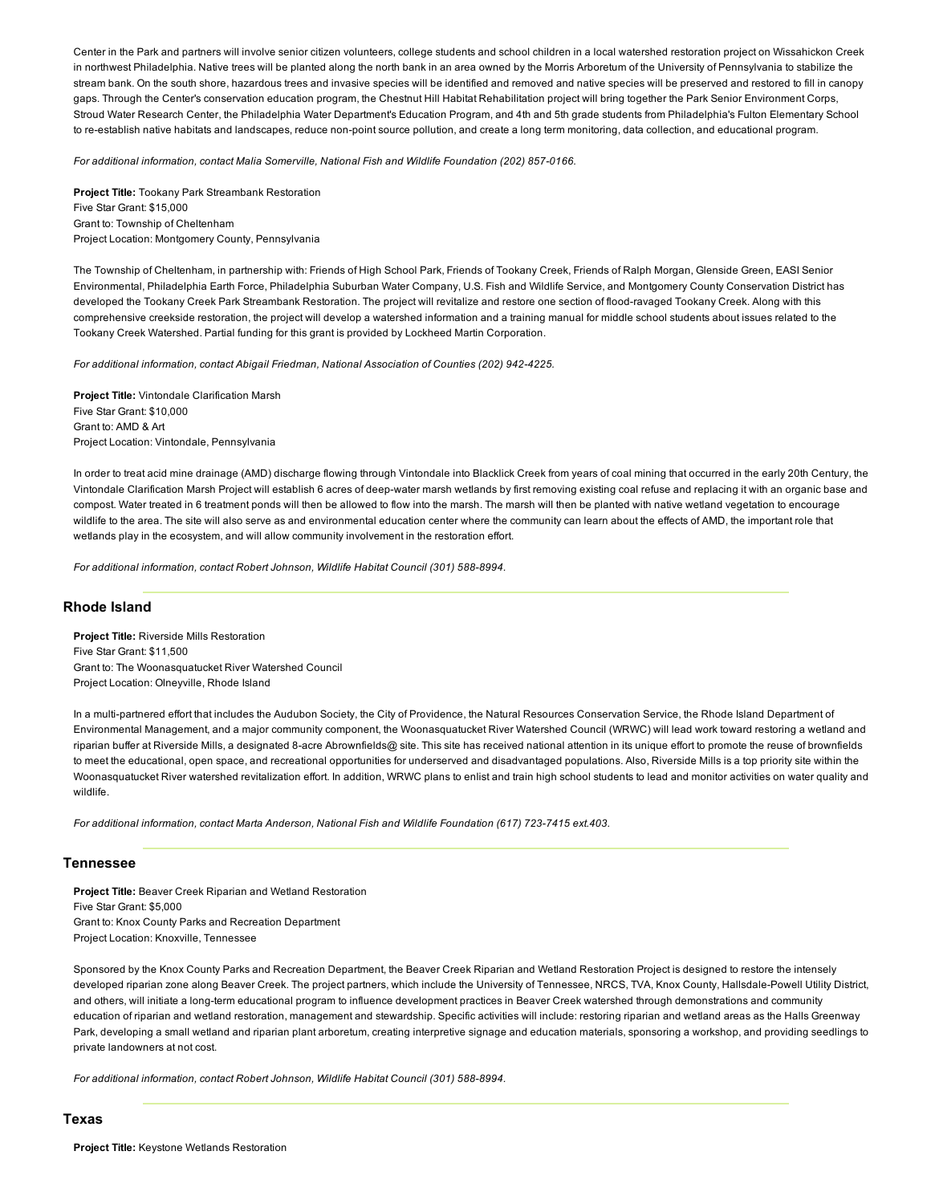Center in the Park and partners will involve senior citizen volunteers, college students and school children in a local watershed restoration project on Wissahickon Creek in northwest Philadelphia. Native trees will be planted along the north bank in an area owned by the Morris Arboretum of the University of Pennsylvania to stabilize the stream bank. On the south shore, hazardous trees and invasive species will be identified and removed and native species will be preserved and restored to fill in canopy gaps. Through the Center's conservation education program, the Chestnut Hill Habitat Rehabilitation project will bring together the Park Senior Environment Corps, Stroud Water Research Center, the Philadelphia Water Department's Education Program, and 4th and 5th grade students from Philadelphia's Fulton Elementary School to re-establish native habitats and landscapes, reduce non-point source pollution, and create a long term monitoring, data collection, and educational program.

*For additional information, contact Malia Somerville, National Fish and Wildlife Foundation (202) 857-0166.*

**Project Title:** Tookany Park Streambank Restoration
Five Star Grant: $15,000
Grant to: Township of Cheltenham
Project Location: Montgomery County, Pennsylvania

The Township of Cheltenham, in partnership with: Friends of High School Park, Friends of Tookany Creek, Friends of Ralph Morgan, Glenside Green, EASI Senior Environmental, Philadelphia Earth Force, Philadelphia Suburban Water Company, U.S. Fish and Wildlife Service, and Montgomery County Conservation District has developed the Tookany Creek Park Streambank Restoration. The project will revitalize and restore one section of flood-ravaged Tookany Creek. Along with this comprehensive creekside restoration, the project will develop a watershed information and a training manual for middle school students about issues related to the Tookany Creek Watershed. Partial funding for this grant is provided by Lockheed Martin Corporation.

*For additional information, contact Abigail Friedman, National Association of Counties (202) 942-4225.*

**Project Title:** Vintondale Clarification Marsh
Five Star Grant: $10,000
Grant to: AMD & Art
Project Location: Vintondale, Pennsylvania

In order to treat acid mine drainage (AMD) discharge flowing through Vintondale into Blacklick Creek from years of coal mining that occurred in the early 20th Century, the Vintondale Clarification Marsh Project will establish 6 acres of deep-water marsh wetlands by first removing existing coal refuse and replacing it with an organic base and compost. Water treated in 6 treatment ponds will then be allowed to flow into the marsh. The marsh will then be planted with native wetland vegetation to encourage wildlife to the area. The site will also serve as and environmental education center where the community can learn about the effects of AMD, the important role that wetlands play in the ecosystem, and will allow community involvement in the restoration effort.

*For additional information, contact Robert Johnson, Wildlife Habitat Council (301) 588-8994.*

## Rhode Island

**Project Title:** Riverside Mills Restoration
Five Star Grant: $11,500
Grant to: The Woonasquatucket River Watershed Council
Project Location: Olneyville, Rhode Island

In a multi-partnered effort that includes the Audubon Society, the City of Providence, the Natural Resources Conservation Service, the Rhode Island Department of Environmental Management, and a major community component, the Woonasquatucket River Watershed Council (WRWC) will lead work toward restoring a wetland and riparian buffer at Riverside Mills, a designated 8-acre Abrownfields@ site. This site has received national attention in its unique effort to promote the reuse of brownfields to meet the educational, open space, and recreational opportunities for underserved and disadvantaged populations. Also, Riverside Mills is a top priority site within the Woonasquatucket River watershed revitalization effort. In addition, WRWC plans to enlist and train high school students to lead and monitor activities on water quality and wildlife.

*For additional information, contact Marta Anderson, National Fish and Wildlife Foundation (617) 723-7415 ext.403.*

## Tennessee

**Project Title:** Beaver Creek Riparian and Wetland Restoration
Five Star Grant: $5,000
Grant to: Knox County Parks and Recreation Department
Project Location: Knoxville, Tennessee

Sponsored by the Knox County Parks and Recreation Department, the Beaver Creek Riparian and Wetland Restoration Project is designed to restore the intensely developed riparian zone along Beaver Creek. The project partners, which include the University of Tennessee, NRCS, TVA, Knox County, Hallsdale-Powell Utility District, and others, will initiate a long-term educational program to influence development practices in Beaver Creek watershed through demonstrations and community education of riparian and wetland restoration, management and stewardship. Specific activities will include: restoring riparian and wetland areas as the Halls Greenway Park, developing a small wetland and riparian plant arboretum, creating interpretive signage and education materials, sponsoring a workshop, and providing seedlings to private landowners at not cost.

*For additional information, contact Robert Johnson, Wildlife Habitat Council (301) 588-8994.*

## Texas

**Project Title:** Keystone Wetlands Restoration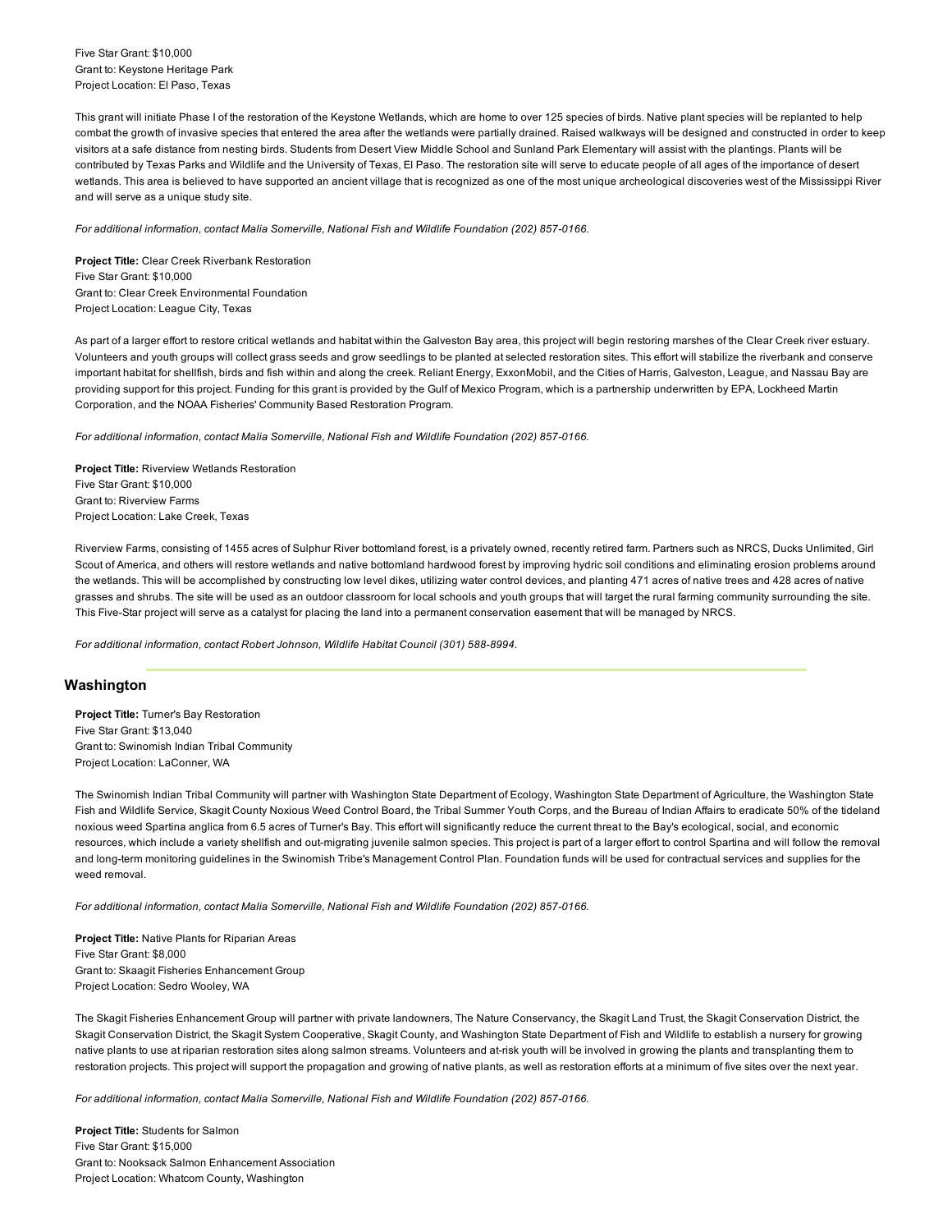Five Star Grant: $10,000
Grant to: Keystone Heritage Park
Project Location: El Paso, Texas

This grant will initiate Phase I of the restoration of the Keystone Wetlands, which are home to over 125 species of birds. Native plant species will be replanted to help combat the growth of invasive species that entered the area after the wetlands were partially drained. Raised walkways will be designed and constructed in order to keep visitors at a safe distance from nesting birds. Students from Desert View Middle School and Sunland Park Elementary will assist with the plantings. Plants will be contributed by Texas Parks and Wildlife and the University of Texas, El Paso. The restoration site will serve to educate people of all ages of the importance of desert wetlands. This area is believed to have supported an ancient village that is recognized as one of the most unique archeological discoveries west of the Mississippi River and will serve as a unique study site.

*For additional information, contact Malia Somerville, National Fish and Wildlife Foundation (202) 857-0166.*

**Project Title:** Clear Creek Riverbank Restoration
Five Star Grant: $10,000
Grant to: Clear Creek Environmental Foundation
Project Location: League City, Texas

As part of a larger effort to restore critical wetlands and habitat within the Galveston Bay area, this project will begin restoring marshes of the Clear Creek river estuary. Volunteers and youth groups will collect grass seeds and grow seedlings to be planted at selected restoration sites. This effort will stabilize the riverbank and conserve important habitat for shellfish, birds and fish within and along the creek. Reliant Energy, ExxonMobil, and the Cities of Harris, Galveston, League, and Nassau Bay are providing support for this project. Funding for this grant is provided by the Gulf of Mexico Program, which is a partnership underwritten by EPA, Lockheed Martin Corporation, and the NOAA Fisheries' Community Based Restoration Program.

*For additional information, contact Malia Somerville, National Fish and Wildlife Foundation (202) 857-0166.*

**Project Title:** Riverview Wetlands Restoration
Five Star Grant: $10,000
Grant to: Riverview Farms
Project Location: Lake Creek, Texas

Riverview Farms, consisting of 1455 acres of Sulphur River bottomland forest, is a privately owned, recently retired farm. Partners such as NRCS, Ducks Unlimited, Girl Scout of America, and others will restore wetlands and native bottomland hardwood forest by improving hydric soil conditions and eliminating erosion problems around the wetlands. This will be accomplished by constructing low level dikes, utilizing water control devices, and planting 471 acres of native trees and 428 acres of native grasses and shrubs. The site will be used as an outdoor classroom for local schools and youth groups that will target the rural farming community surrounding the site. This Five-Star project will serve as a catalyst for placing the land into a permanent conservation easement that will be managed by NRCS.

*For additional information, contact Robert Johnson, Wildlife Habitat Council (301) 588-8994.*

## Washington

**Project Title:** Turner's Bay Restoration
Five Star Grant: $13,040
Grant to: Swinomish Indian Tribal Community
Project Location: LaConner, WA

The Swinomish Indian Tribal Community will partner with Washington State Department of Ecology, Washington State Department of Agriculture, the Washington State Fish and Wildlife Service, Skagit County Noxious Weed Control Board, the Tribal Summer Youth Corps, and the Bureau of Indian Affairs to eradicate 50% of the tideland noxious weed Spartina anglica from 6.5 acres of Turner's Bay. This effort will significantly reduce the current threat to the Bay's ecological, social, and economic resources, which include a variety shellfish and out-migrating juvenile salmon species. This project is part of a larger effort to control Spartina and will follow the removal and long-term monitoring guidelines in the Swinomish Tribe's Management Control Plan. Foundation funds will be used for contractual services and supplies for the weed removal.

*For additional information, contact Malia Somerville, National Fish and Wildlife Foundation (202) 857-0166.*

**Project Title:** Native Plants for Riparian Areas
Five Star Grant: $8,000
Grant to: Skaagit Fisheries Enhancement Group
Project Location: Sedro Wooley, WA

The Skagit Fisheries Enhancement Group will partner with private landowners, The Nature Conservancy, the Skagit Land Trust, the Skagit Conservation District, the Skagit Conservation District, the Skagit System Cooperative, Skagit County, and Washington State Department of Fish and Wildlife to establish a nursery for growing native plants to use at riparian restoration sites along salmon streams. Volunteers and at-risk youth will be involved in growing the plants and transplanting them to restoration projects. This project will support the propagation and growing of native plants, as well as restoration efforts at a minimum of five sites over the next year.

*For additional information, contact Malia Somerville, National Fish and Wildlife Foundation (202) 857-0166.*

**Project Title:** Students for Salmon
Five Star Grant: $15,000
Grant to: Nooksack Salmon Enhancement Association
Project Location: Whatcom County, Washington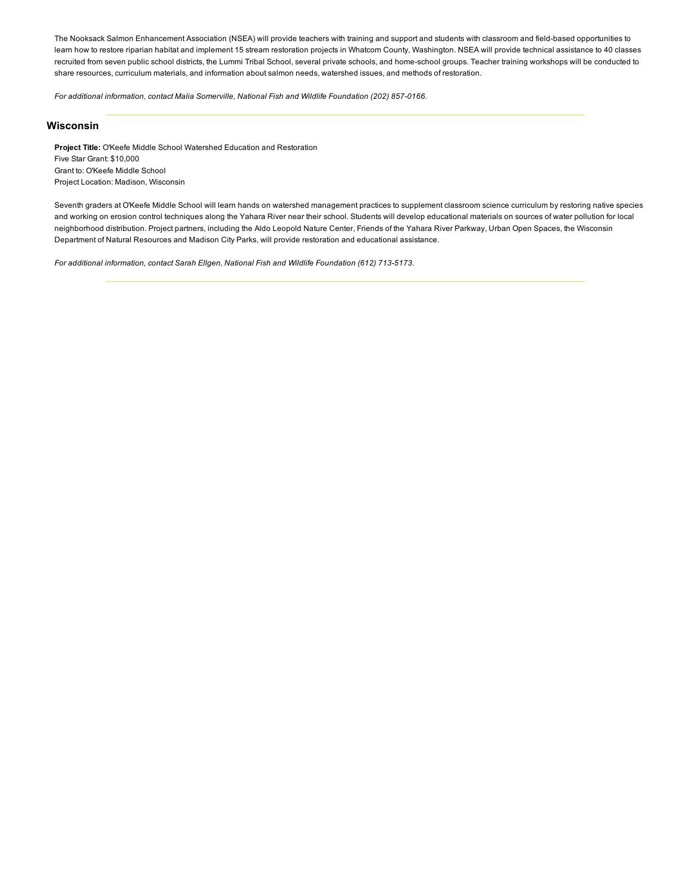The Nooksack Salmon Enhancement Association (NSEA) will provide teachers with training and support and students with classroom and field-based opportunities to learn how to restore riparian habitat and implement 15 stream restoration projects in Whatcom County, Washington. NSEA will provide technical assistance to 40 classes recruited from seven public school districts, the Lummi Tribal School, several private schools, and home-school groups. Teacher training workshops will be conducted to share resources, curriculum materials, and information about salmon needs, watershed issues, and methods of restoration.

*For additional information, contact Malia Somerville, National Fish and Wildlife Foundation (202) 857-0166.*

---

## Wisconsin

**Project Title:** O'Keefe Middle School Watershed Education and Restoration
Five Star Grant: $10,000
Grant to: O'Keefe Middle School
Project Location: Madison, Wisconsin

Seventh graders at O'Keefe Middle School will learn hands on watershed management practices to supplement classroom science curriculum by restoring native species and working on erosion control techniques along the Yahara River near their school. Students will develop educational materials on sources of water pollution for local neighborhood distribution. Project partners, including the Aldo Leopold Nature Center, Friends of the Yahara River Parkway, Urban Open Spaces, the Wisconsin Department of Natural Resources and Madison City Parks, will provide restoration and educational assistance.

*For additional information, contact Sarah Ellgen, National Fish and Wildlife Foundation (612) 713-5173.*

---